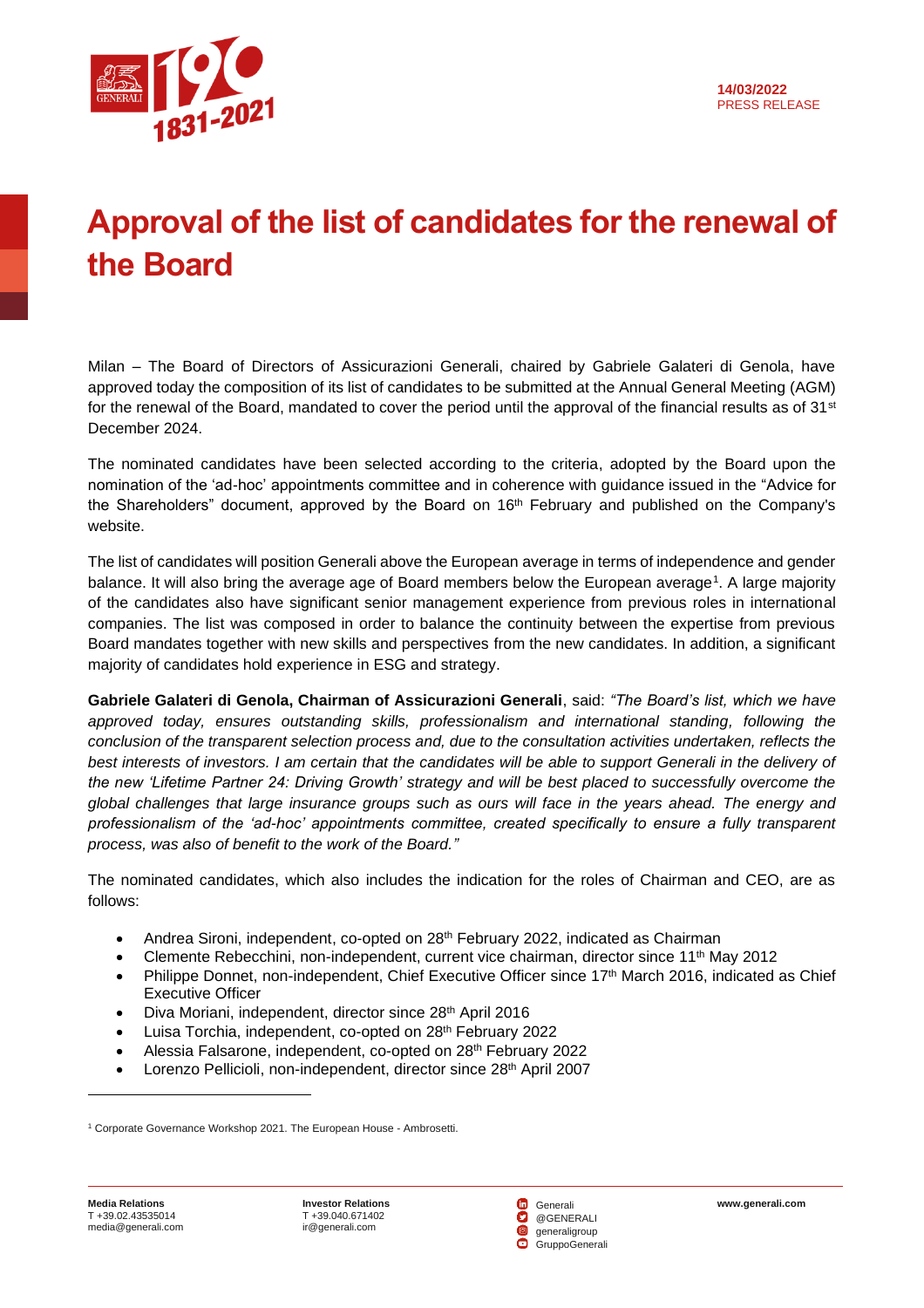14/03/2022
PRESS RELEASE

# Approval of the list of candidates for the renewal of the Board

Milan – The Board of Directors of Assicurazioni Generali, chaired by Gabriele Galateri di Genola, have approved today the composition of its list of candidates to be submitted at the Annual General Meeting (AGM) for the renewal of the Board, mandated to cover the period until the approval of the financial results as of 31st December 2024.

The nominated candidates have been selected according to the criteria, adopted by the Board upon the nomination of the 'ad-hoc' appointments committee and in coherence with guidance issued in the "Advice for the Shareholders" document, approved by the Board on 16th February and published on the Company's website.

The list of candidates will position Generali above the European average in terms of independence and gender balance. It will also bring the average age of Board members below the European average[1]. A large majority of the candidates also have significant senior management experience from previous roles in international companies. The list was composed in order to balance the continuity between the expertise from previous Board mandates together with new skills and perspectives from the new candidates. In addition, a significant majority of candidates hold experience in ESG and strategy.

**Gabriele Galateri di Genola, Chairman of Assicurazioni Generali**, said: *"The Board's list, which we have approved today, ensures outstanding skills, professionalism and international standing, following the conclusion of the transparent selection process and, due to the consultation activities undertaken, reflects the best interests of investors. I am certain that the candidates will be able to support Generali in the delivery of the new 'Lifetime Partner 24: Driving Growth' strategy and will be best placed to successfully overcome the global challenges that large insurance groups such as ours will face in the years ahead. The energy and professionalism of the 'ad-hoc' appointments committee, created specifically to ensure a fully transparent process, was also of benefit to the work of the Board."*

The nominated candidates, which also includes the indication for the roles of Chairman and CEO, are as follows:

- Andrea Sironi, independent, co-opted on 28th February 2022, indicated as Chairman
- Clemente Rebecchini, non-independent, current vice chairman, director since 11th May 2012
- Philippe Donnet, non-independent, Chief Executive Officer since 17th March 2016, indicated as Chief Executive Officer
- Diva Moriani, independent, director since 28th April 2016
- Luisa Torchia, independent, co-opted on 28th February 2022
- Alessia Falsarone, independent, co-opted on 28th February 2022
- Lorenzo Pellicioli, non-independent, director since 28th April 2007

[1] Corporate Governance Workshop 2021. The European House - Ambrosetti.

**Media Relations**
T +39.02.43535014
media@generali.com

**Investor Relations**
T +39.040.671402
ir@generali.com

Generali
@GENERALI
generaligroup
GruppoGenerali

**www.generali.com**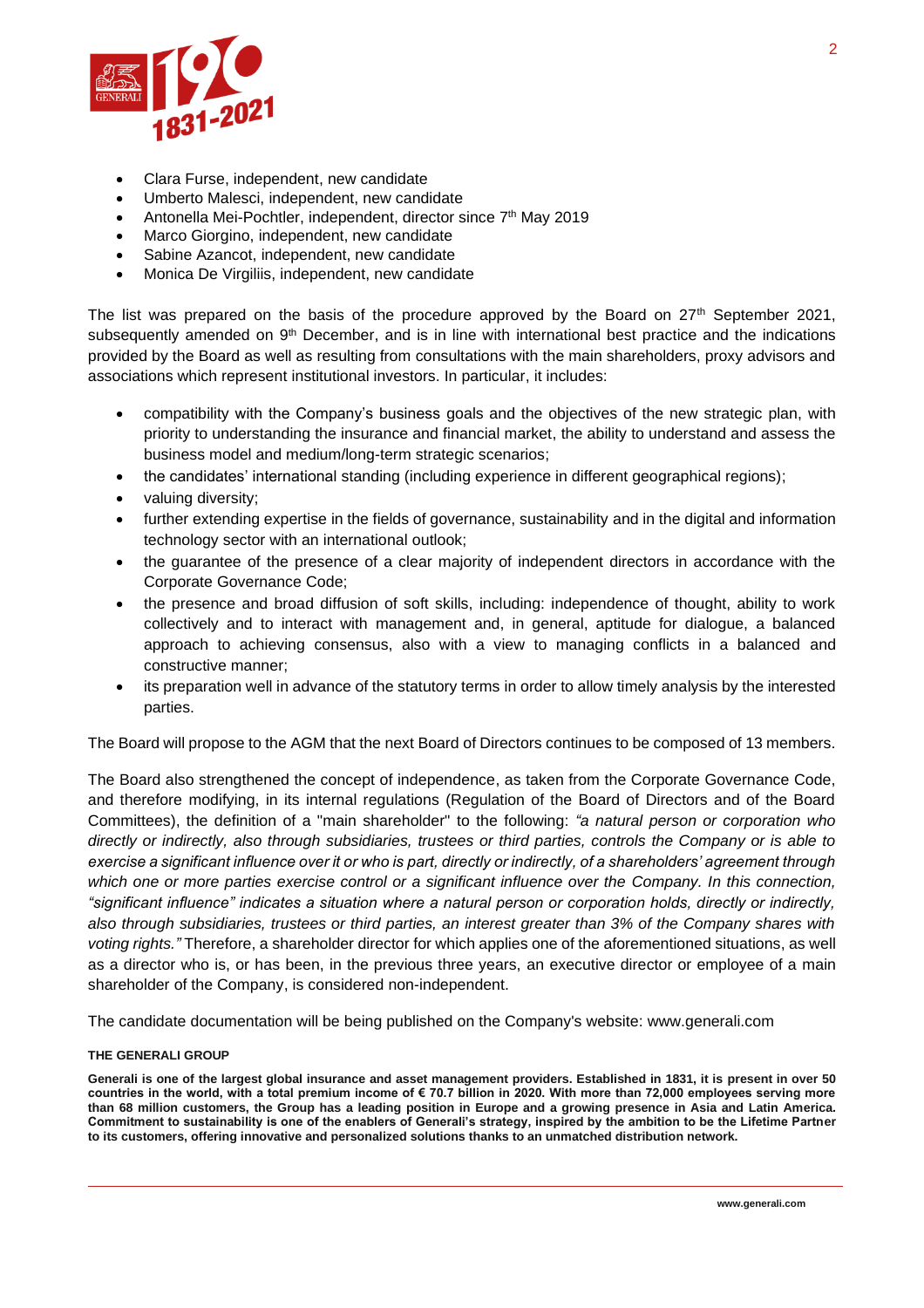- Clara Furse, independent, new candidate
- Umberto Malesci, independent, new candidate
- Antonella Mei-Pochtler, independent, director since 7th May 2019
- Marco Giorgino, independent, new candidate
- Sabine Azancot, independent, new candidate
- Monica De Virgiliis, independent, new candidate

The list was prepared on the basis of the procedure approved by the Board on 27th September 2021, subsequently amended on 9th December, and is in line with international best practice and the indications provided by the Board as well as resulting from consultations with the main shareholders, proxy advisors and associations which represent institutional investors. In particular, it includes:

- compatibility with the Company's business goals and the objectives of the new strategic plan, with priority to understanding the insurance and financial market, the ability to understand and assess the business model and medium/long-term strategic scenarios;
- the candidates' international standing (including experience in different geographical regions);
- valuing diversity;
- further extending expertise in the fields of governance, sustainability and in the digital and information technology sector with an international outlook;
- the guarantee of the presence of a clear majority of independent directors in accordance with the Corporate Governance Code;
- the presence and broad diffusion of soft skills, including: independence of thought, ability to work collectively and to interact with management and, in general, aptitude for dialogue, a balanced approach to achieving consensus, also with a view to managing conflicts in a balanced and constructive manner;
- its preparation well in advance of the statutory terms in order to allow timely analysis by the interested parties.

The Board will propose to the AGM that the next Board of Directors continues to be composed of 13 members.

The Board also strengthened the concept of independence, as taken from the Corporate Governance Code, and therefore modifying, in its internal regulations (Regulation of the Board of Directors and of the Board Committees), the definition of a "main shareholder" to the following: *"a natural person or corporation who directly or indirectly, also through subsidiaries, trustees or third parties, controls the Company or is able to exercise a significant influence over it or who is part, directly or indirectly, of a shareholders' agreement through which one or more parties exercise control or a significant influence over the Company. In this connection, "significant influence" indicates a situation where a natural person or corporation holds, directly or indirectly, also through subsidiaries, trustees or third parties, an interest greater than 3% of the Company shares with voting rights."* Therefore, a shareholder director for which applies one of the aforementioned situations, as well as a director who is, or has been, in the previous three years, an executive director or employee of a main shareholder of the Company, is considered non-independent.

The candidate documentation will be being published on the Company's website: www.generali.com

**THE GENERALI GROUP**

**Generali is one of the largest global insurance and asset management providers. Established in 1831, it is present in over 50 countries in the world, with a total premium income of € 70.7 billion in 2020. With more than 72,000 employees serving more than 68 million customers, the Group has a leading position in Europe and a growing presence in Asia and Latin America. Commitment to sustainability is one of the enablers of Generali's strategy, inspired by the ambition to be the Lifetime Partner to its customers, offering innovative and personalized solutions thanks to an unmatched distribution network.**